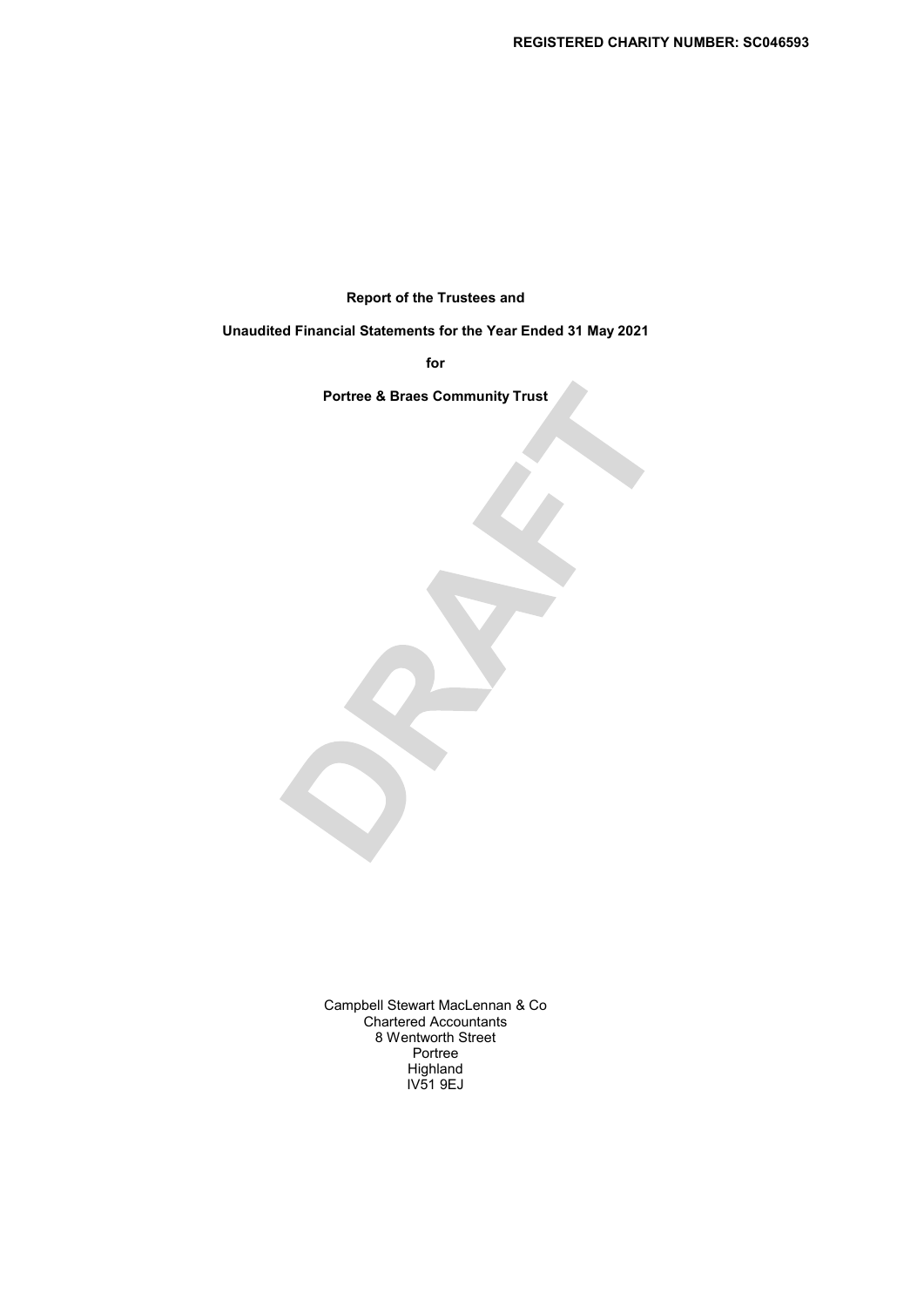**REGISTERED CHARITY NUMBER: SC046593**

**Report of the Trustees and**

**Unaudited Financial Statements for the Year Ended 31 May 2021**

**for**

**Portree & Braes Community Trust**

DRAFT

Campbell Stewart MacLennan & Co
Chartered Accountants
8 Wentworth Street
Portree
Highland
IV51 9EJ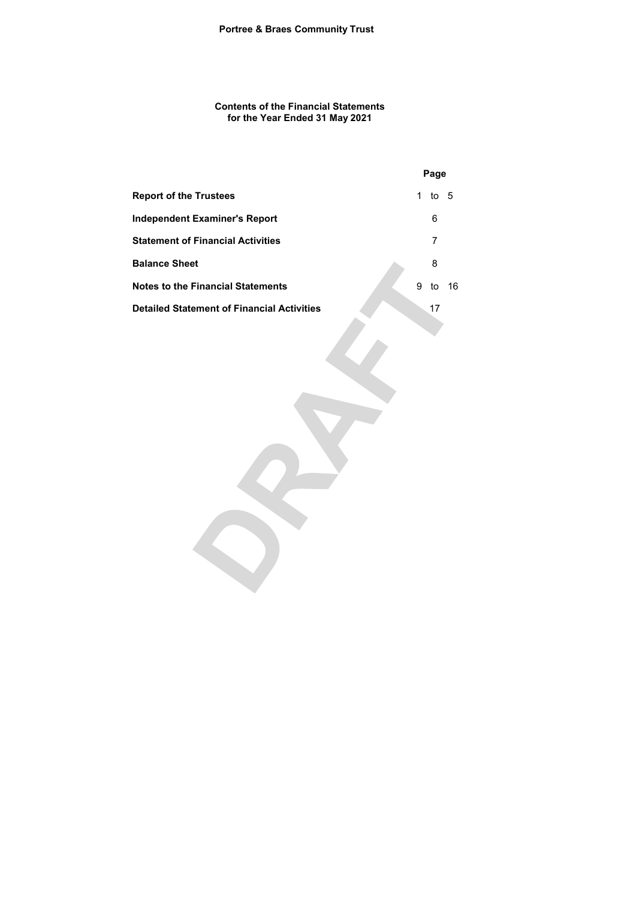**Portree & Braes Community Trust**

**Contents of the Financial Statements**
**for the Year Ended 31 May 2021**

| | Page |
|---|---|
| **Report of the Trustees** | 1 to 5 |
| **Independent Examiner's Report** | 6 |
| **Statement of Financial Activities** | 7 |
| **Balance Sheet** | 8 |
| **Notes to the Financial Statements** | 9 to 16 |
| **Detailed Statement of Financial Activities** | 17 |

DRAFT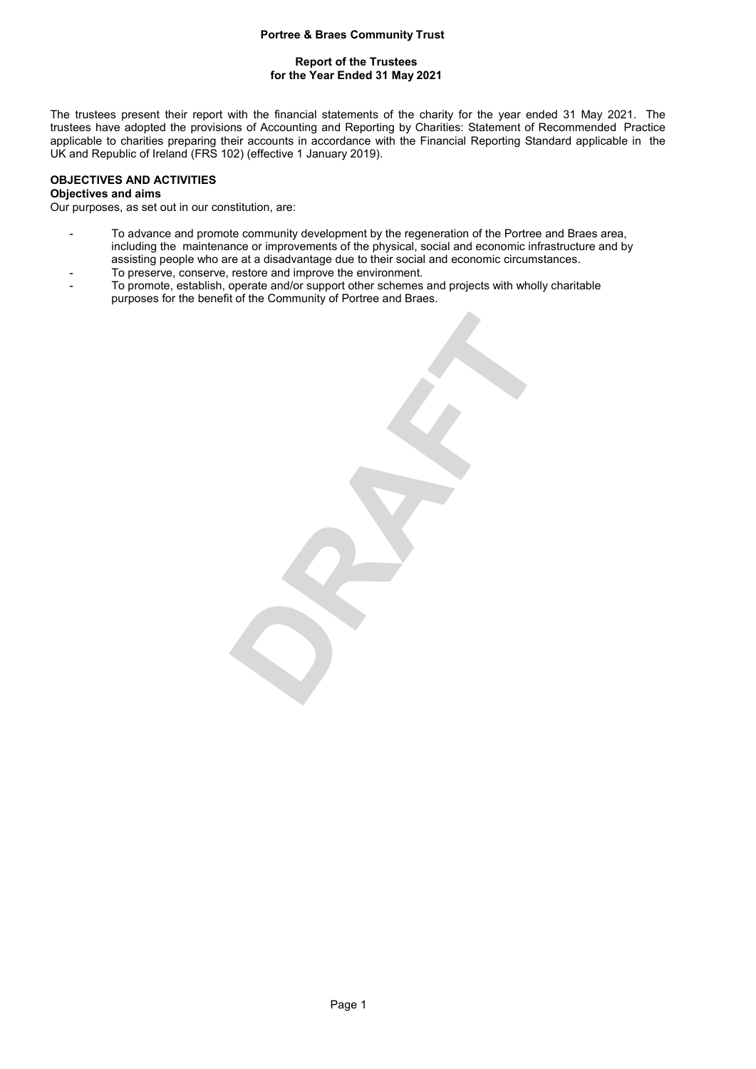# Portree & Braes Community Trust

## Report of the Trustees
## for the Year Ended 31 May 2021

The trustees present their report with the financial statements of the charity for the year ended 31 May 2021. The trustees have adopted the provisions of Accounting and Reporting by Charities: Statement of Recommended Practice applicable to charities preparing their accounts in accordance with the Financial Reporting Standard applicable in the UK and Republic of Ireland (FRS 102) (effective 1 January 2019).

**OBJECTIVES AND ACTIVITIES**

**Objectives and aims**

Our purposes, as set out in our constitution, are:

- To advance and promote community development by the regeneration of the Portree and Braes area, including the maintenance or improvements of the physical, social and economic infrastructure and by assisting people who are at a disadvantage due to their social and economic circumstances.
- To preserve, conserve, restore and improve the environment.
- To promote, establish, operate and/or support other schemes and projects with wholly charitable purposes for the benefit of the Community of Portree and Braes.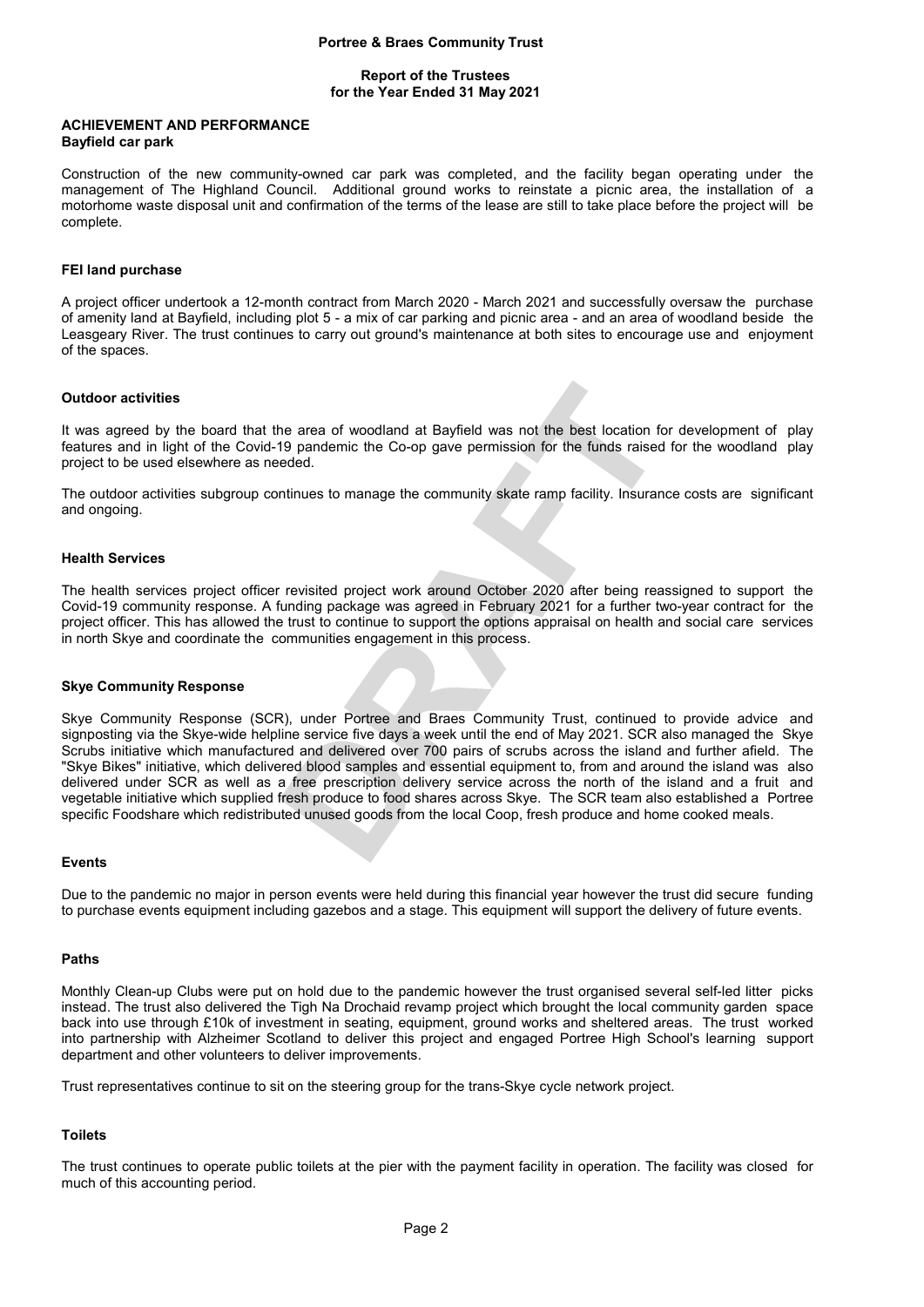## ACHIEVEMENT AND PERFORMANCE

### Bayfield car park

Construction of the new community-owned car park was completed, and the facility began operating under the management of The Highland Council. Additional ground works to reinstate a picnic area, the installation of a motorhome waste disposal unit and confirmation of the terms of the lease are still to take place before the project will be complete.

### FEI land purchase

A project officer undertook a 12-month contract from March 2020 - March 2021 and successfully oversaw the purchase of amenity land at Bayfield, including plot 5 - a mix of car parking and picnic area - and an area of woodland beside the Leasgeary River. The trust continues to carry out ground's maintenance at both sites to encourage use and enjoyment of the spaces.

### Outdoor activities

It was agreed by the board that the area of woodland at Bayfield was not the best location for development of play features and in light of the Covid-19 pandemic the Co-op gave permission for the funds raised for the woodland play project to be used elsewhere as needed.

The outdoor activities subgroup continues to manage the community skate ramp facility. Insurance costs are significant and ongoing.

### Health Services

The health services project officer revisited project work around October 2020 after being reassigned to support the Covid-19 community response. A funding package was agreed in February 2021 for a further two-year contract for the project officer. This has allowed the trust to continue to support the options appraisal on health and social care services in north Skye and coordinate the communities engagement in this process.

### Skye Community Response

Skye Community Response (SCR), under Portree and Braes Community Trust, continued to provide advice and signposting via the Skye-wide helpline service five days a week until the end of May 2021. SCR also managed the Skye Scrubs initiative which manufactured and delivered over 700 pairs of scrubs across the island and further afield. The "Skye Bikes" initiative, which delivered blood samples and essential equipment to, from and around the island was also delivered under SCR as well as a free prescription delivery service across the north of the island and a fruit and vegetable initiative which supplied fresh produce to food shares across Skye. The SCR team also established a Portree specific Foodshare which redistributed unused goods from the local Coop, fresh produce and home cooked meals.

### Events

Due to the pandemic no major in person events were held during this financial year however the trust did secure funding to purchase events equipment including gazebos and a stage. This equipment will support the delivery of future events.

### Paths

Monthly Clean-up Clubs were put on hold due to the pandemic however the trust organised several self-led litter picks instead. The trust also delivered the Tigh Na Drochaid revamp project which brought the local community garden space back into use through £10k of investment in seating, equipment, ground works and sheltered areas. The trust worked into partnership with Alzheimer Scotland to deliver this project and engaged Portree High School's learning support department and other volunteers to deliver improvements.

Trust representatives continue to sit on the steering group for the trans-Skye cycle network project.

### Toilets

The trust continues to operate public toilets at the pier with the payment facility in operation. The facility was closed for much of this accounting period.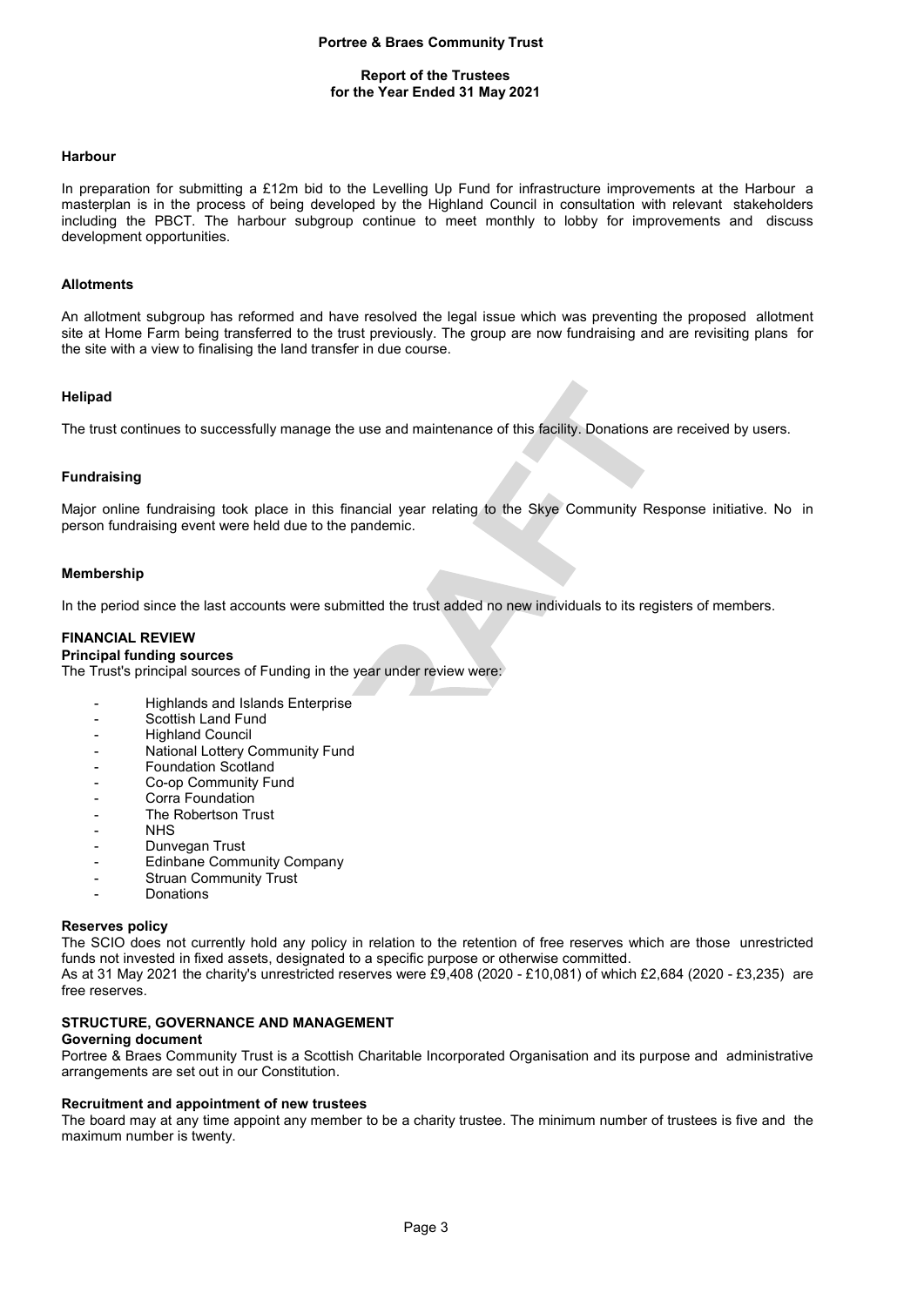### Harbour

In preparation for submitting a £12m bid to the Levelling Up Fund for infrastructure improvements at the Harbour a masterplan is in the process of being developed by the Highland Council in consultation with relevant stakeholders including the PBCT. The harbour subgroup continue to meet monthly to lobby for improvements and discuss development opportunities.

### Allotments

An allotment subgroup has reformed and have resolved the legal issue which was preventing the proposed allotment site at Home Farm being transferred to the trust previously. The group are now fundraising and are revisiting plans for the site with a view to finalising the land transfer in due course.

### Helipad

The trust continues to successfully manage the use and maintenance of this facility. Donations are received by users.

### Fundraising

Major online fundraising took place in this financial year relating to the Skye Community Response initiative. No in person fundraising event were held due to the pandemic.

### Membership

In the period since the last accounts were submitted the trust added no new individuals to its registers of members.

## FINANCIAL REVIEW

### Principal funding sources

The Trust's principal sources of Funding in the year under review were:

- Highlands and Islands Enterprise
- Scottish Land Fund
- Highland Council
- National Lottery Community Fund
- Foundation Scotland
- Co-op Community Fund
- Corra Foundation
- The Robertson Trust
- NHS
- Dunvegan Trust
- Edinbane Community Company
- Struan Community Trust
- Donations

### Reserves policy

The SCIO does not currently hold any policy in relation to the retention of free reserves which are those unrestricted funds not invested in fixed assets, designated to a specific purpose or otherwise committed.
As at 31 May 2021 the charity's unrestricted reserves were £9,408 (2020 - £10,081) of which £2,684 (2020 - £3,235) are free reserves.

## STRUCTURE, GOVERNANCE AND MANAGEMENT

### Governing document

Portree & Braes Community Trust is a Scottish Charitable Incorporated Organisation and its purpose and administrative arrangements are set out in our Constitution.

### Recruitment and appointment of new trustees

The board may at any time appoint any member to be a charity trustee. The minimum number of trustees is five and the maximum number is twenty.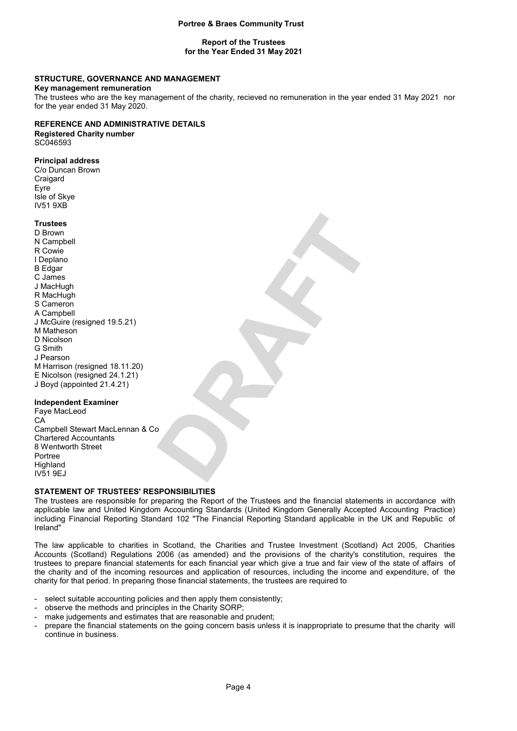**Portree & Braes Community Trust**

**Report of the Trustees**
**for the Year Ended 31 May 2021**

## STRUCTURE, GOVERNANCE AND MANAGEMENT

**Key management remuneration**

The trustees who are the key management of the charity, recieved no remuneration in the year ended 31 May 2021 nor for the year ended 31 May 2020.

## REFERENCE AND ADMINISTRATIVE DETAILS

**Registered Charity number**

SC046593

**Principal address**

C/o Duncan Brown
Craigard
Eyre
Isle of Skye
IV51 9XB

**Trustees**

D Brown
N Campbell
R Cowie
I Deplano
B Edgar
C James
J MacHugh
R MacHugh
S Cameron
A Campbell
J McGuire (resigned 19.5.21)
M Matheson
D Nicolson
G Smith
J Pearson
M Harrison (resigned 18.11.20)
E Nicolson (resigned 24.1.21)
J Boyd (appointed 21.4.21)

**Independent Examiner**

Faye MacLeod
CA
Campbell Stewart MacLennan & Co
Chartered Accountants
8 Wentworth Street
Portree
Highland
IV51 9EJ

## STATEMENT OF TRUSTEES' RESPONSIBILITIES

The trustees are responsible for preparing the Report of the Trustees and the financial statements in accordance with applicable law and United Kingdom Accounting Standards (United Kingdom Generally Accepted Accounting Practice) including Financial Reporting Standard 102 "The Financial Reporting Standard applicable in the UK and Republic of Ireland"

The law applicable to charities in Scotland, the Charities and Trustee Investment (Scotland) Act 2005, Charities Accounts (Scotland) Regulations 2006 (as amended) and the provisions of the charity's constitution, requires the trustees to prepare financial statements for each financial year which give a true and fair view of the state of affairs of the charity and of the incoming resources and application of resources, including the income and expenditure, of the charity for that period. In preparing those financial statements, the trustees are required to

- select suitable accounting policies and then apply them consistently;
- observe the methods and principles in the Charity SORP;
- make judgements and estimates that are reasonable and prudent;
- prepare the financial statements on the going concern basis unless it is inappropriate to presume that the charity will continue in business.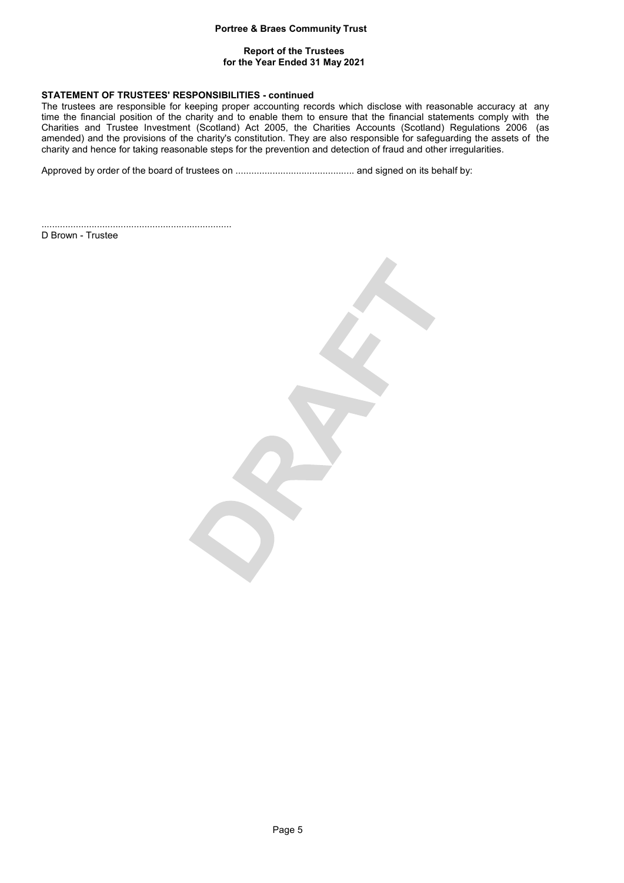**STATEMENT OF TRUSTEES' RESPONSIBILITIES - continued**

The trustees are responsible for keeping proper accounting records which disclose with reasonable accuracy at any time the financial position of the charity and to enable them to ensure that the financial statements comply with the Charities and Trustee Investment (Scotland) Act 2005, the Charities Accounts (Scotland) Regulations 2006 (as amended) and the provisions of the charity's constitution. They are also responsible for safeguarding the assets of the charity and hence for taking reasonable steps for the prevention and detection of fraud and other irregularities.

Approved by order of the board of trustees on ............................................ and signed on its behalf by:

.......................................................................

D Brown - Trustee

DRAFT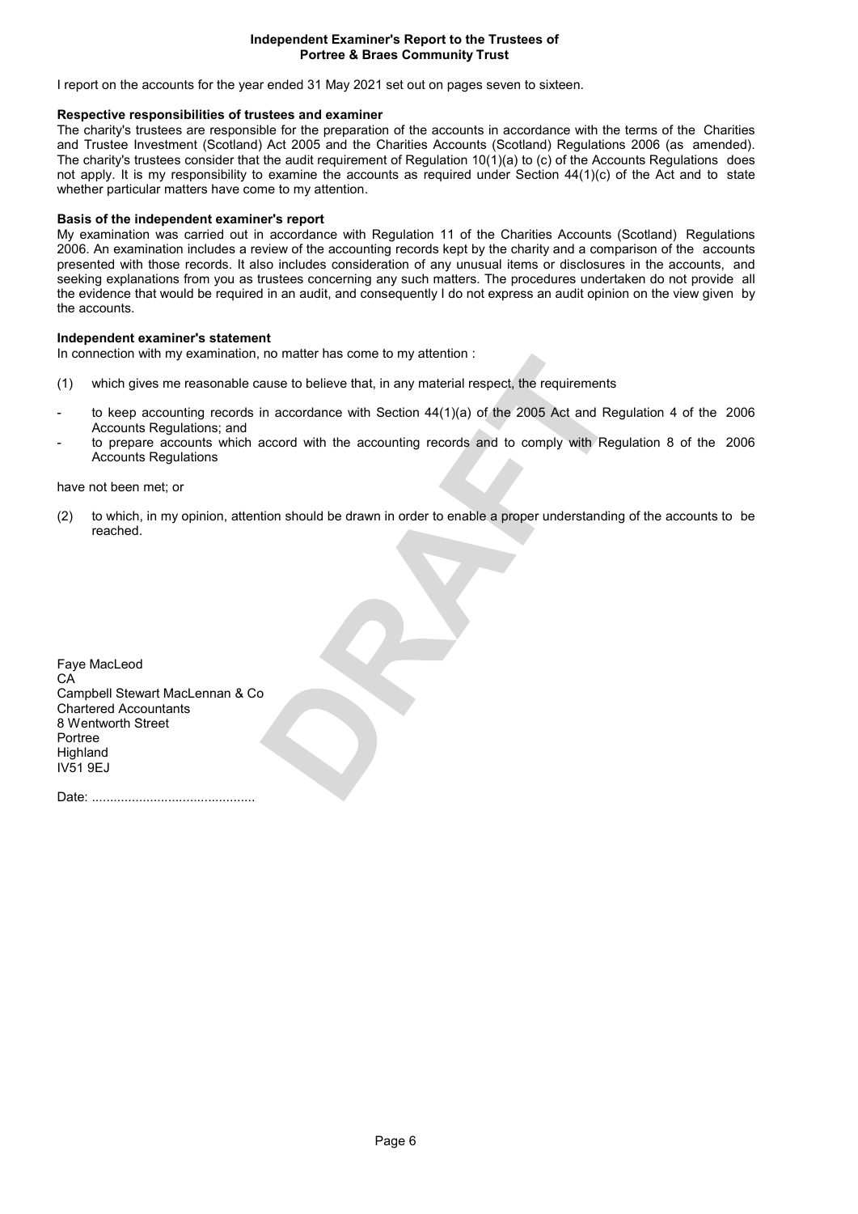# Independent Examiner's Report to the Trustees of
# Portree & Braes Community Trust

I report on the accounts for the year ended 31 May 2021 set out on pages seven to sixteen.

**Respective responsibilities of trustees and examiner**

The charity's trustees are responsible for the preparation of the accounts in accordance with the terms of the Charities and Trustee Investment (Scotland) Act 2005 and the Charities Accounts (Scotland) Regulations 2006 (as amended). The charity's trustees consider that the audit requirement of Regulation 10(1)(a) to (c) of the Accounts Regulations does not apply. It is my responsibility to examine the accounts as required under Section 44(1)(c) of the Act and to state whether particular matters have come to my attention.

**Basis of the independent examiner's report**

My examination was carried out in accordance with Regulation 11 of the Charities Accounts (Scotland) Regulations 2006. An examination includes a review of the accounting records kept by the charity and a comparison of the accounts presented with those records. It also includes consideration of any unusual items or disclosures in the accounts, and seeking explanations from you as trustees concerning any such matters. The procedures undertaken do not provide all the evidence that would be required in an audit, and consequently I do not express an audit opinion on the view given by the accounts.

**Independent examiner's statement**

In connection with my examination, no matter has come to my attention :

(1) which gives me reasonable cause to believe that, in any material respect, the requirements

- to keep accounting records in accordance with Section 44(1)(a) of the 2005 Act and Regulation 4 of the 2006 Accounts Regulations; and
- to prepare accounts which accord with the accounting records and to comply with Regulation 8 of the 2006 Accounts Regulations

have not been met; or

(2) to which, in my opinion, attention should be drawn in order to enable a proper understanding of the accounts to be reached.

Faye MacLeod
CA
Campbell Stewart MacLennan & Co
Chartered Accountants
8 Wentworth Street
Portree
Highland
IV51 9EJ

Date: .............................................

DRAFT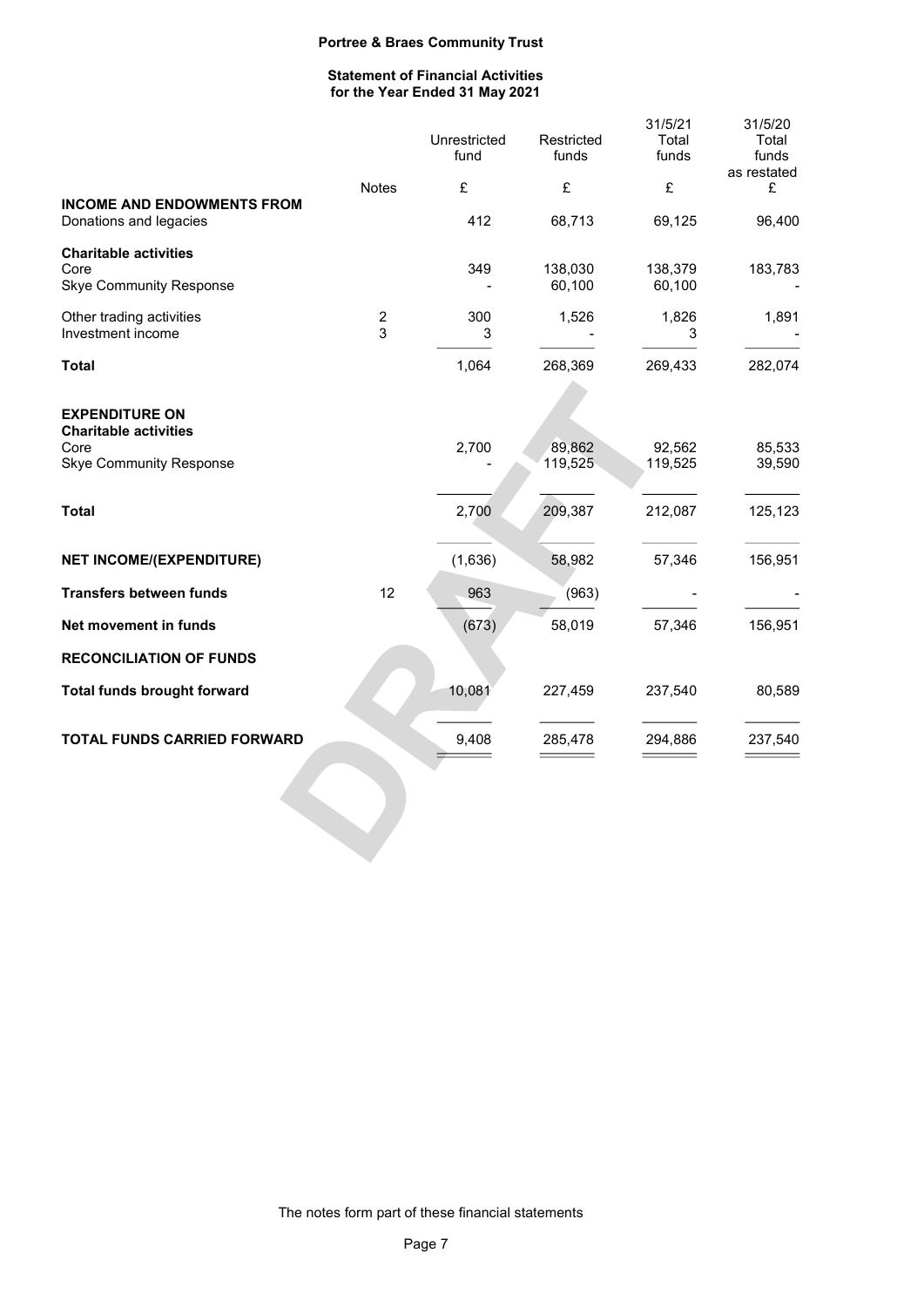**Portree & Braes Community Trust**

**Statement of Financial Activities**
**for the Year Ended 31 May 2021**

| | Notes | Unrestricted fund | Restricted funds | 31/5/21 Total funds | 31/5/20 Total funds as restated |
|---|---|---|---|---|---|
| | | £ | £ | £ | £ |
| **INCOME AND ENDOWMENTS FROM** | | | | | |
| Donations and legacies | | 412 | 68,713 | 69,125 | 96,400 |
| **Charitable activities** | | | | | |
| Core | | 349 | 138,030 | 138,379 | 183,783 |
| Skye Community Response | | - | 60,100 | 60,100 | - |
| Other trading activities | 2 | 300 | 1,526 | 1,826 | 1,891 |
| Investment income | 3 | 3 | - | 3 | - |
| **Total** | | 1,064 | 268,369 | 269,433 | 282,074 |
| **EXPENDITURE ON** | | | | | |
| **Charitable activities** | | | | | |
| Core | | 2,700 | 89,862 | 92,562 | 85,533 |
| Skye Community Response | | - | 119,525 | 119,525 | 39,590 |
| **Total** | | 2,700 | 209,387 | 212,087 | 125,123 |
| **NET INCOME/(EXPENDITURE)** | | (1,636) | 58,982 | 57,346 | 156,951 |
| **Transfers between funds** | 12 | 963 | (963) | - | - |
| **Net movement in funds** | | (673) | 58,019 | 57,346 | 156,951 |
| **RECONCILIATION OF FUNDS** | | | | | |
| **Total funds brought forward** | | 10,081 | 227,459 | 237,540 | 80,589 |
| **TOTAL FUNDS CARRIED FORWARD** | | 9,408 | 285,478 | 294,886 | 237,540 |

The notes form part of these financial statements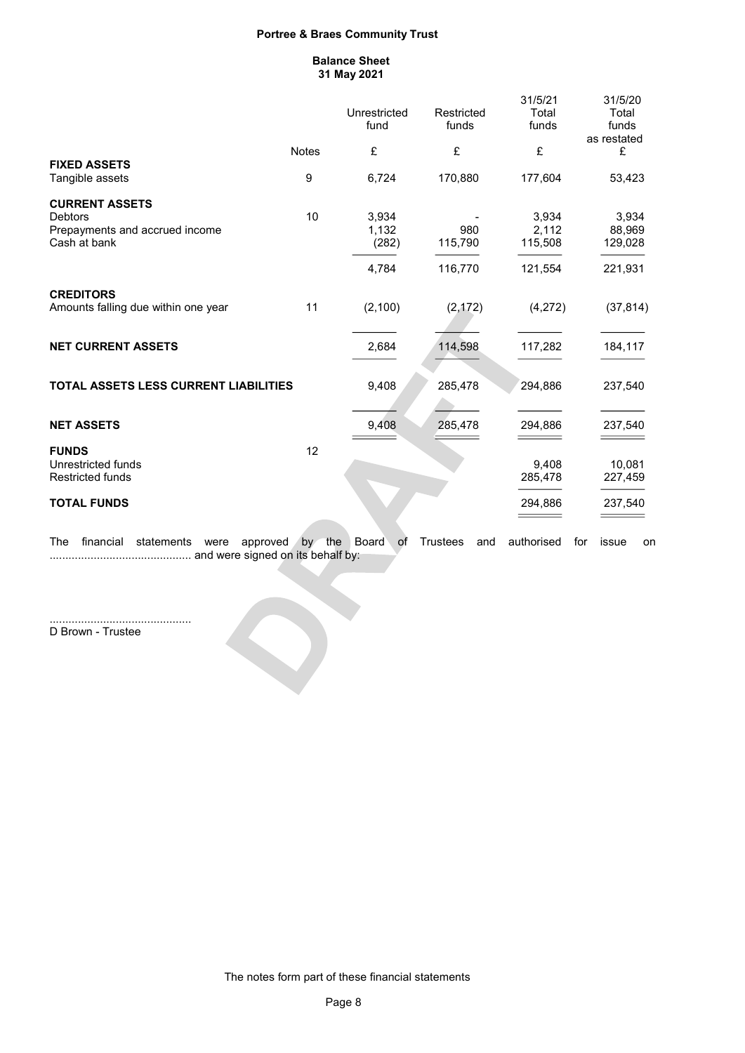**Portree & Braes Community Trust**

**Balance Sheet**
**31 May 2021**

| | Notes | Unrestricted fund £ | Restricted funds £ | 31/5/21 Total funds £ | 31/5/20 Total funds as restated £ |
|---|---|---|---|---|---|
| **FIXED ASSETS** | | | | | |
| Tangible assets | 9 | 6,724 | 170,880 | 177,604 | 53,423 |
| **CURRENT ASSETS** | | | | | |
| Debtors | 10 | 3,934 | - | 3,934 | 3,934 |
| Prepayments and accrued income | | 1,132 | 980 | 2,112 | 88,969 |
| Cash at bank | | (282) | 115,790 | 115,508 | 129,028 |
| | | 4,784 | 116,770 | 121,554 | 221,931 |
| **CREDITORS** | | | | | |
| Amounts falling due within one year | 11 | (2,100) | (2,172) | (4,272) | (37,814) |
| **NET CURRENT ASSETS** | | 2,684 | 114,598 | 117,282 | 184,117 |
| **TOTAL ASSETS LESS CURRENT LIABILITIES** | | 9,408 | 285,478 | 294,886 | 237,540 |
| **NET ASSETS** | | 9,408 | 285,478 | 294,886 | 237,540 |
| **FUNDS** | 12 | | | | |
| Unrestricted funds | | | | 9,408 | 10,081 |
| Restricted funds | | | | 285,478 | 227,459 |
| **TOTAL FUNDS** | | | | 294,886 | 237,540 |

The financial statements were approved by the Board of Trustees and authorised for issue on ............................................. and were signed on its behalf by:

.............................................
D Brown - Trustee

The notes form part of these financial statements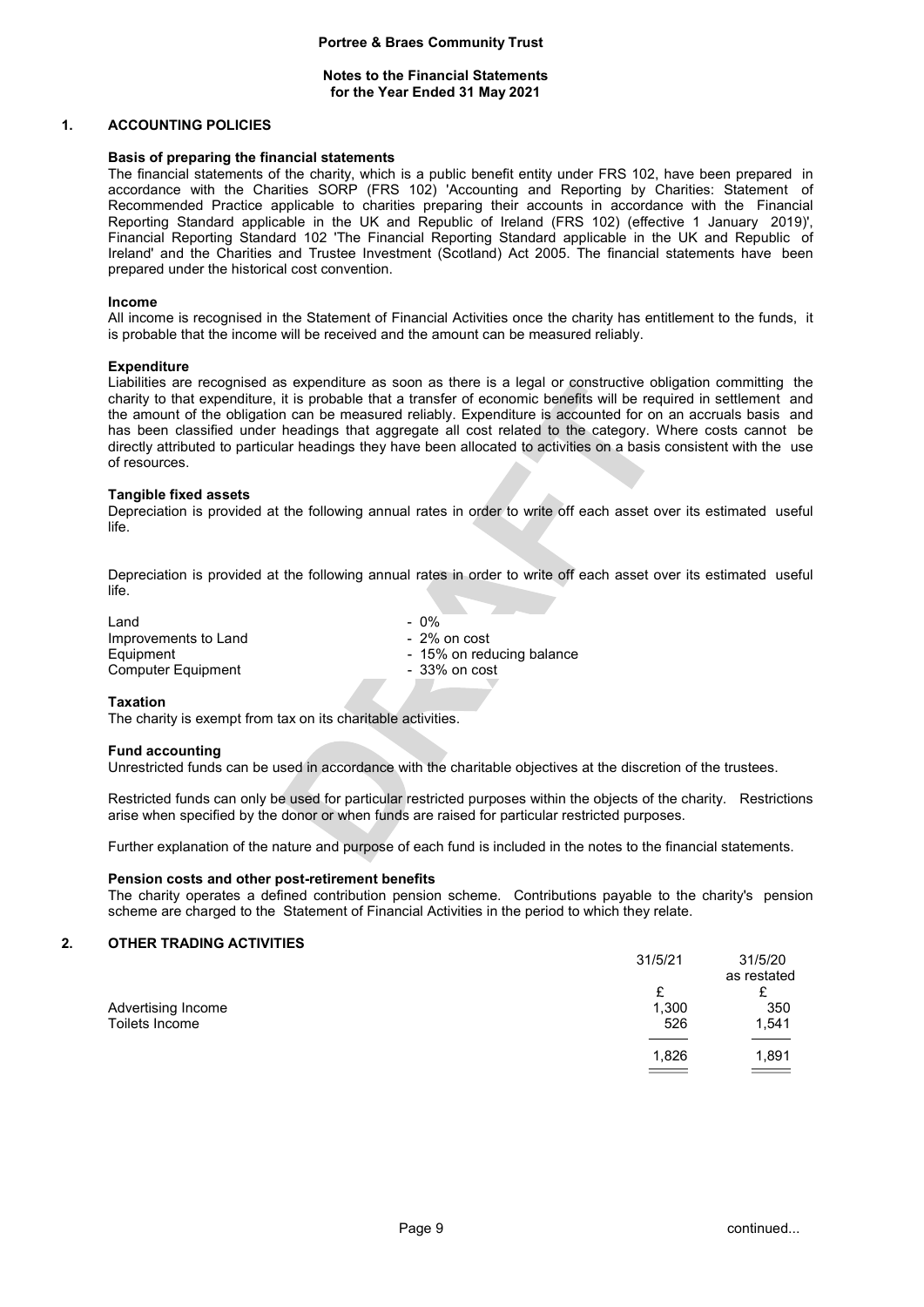**Portree & Braes Community Trust**

**Notes to the Financial Statements for the Year Ended 31 May 2021**

## 1. ACCOUNTING POLICIES

### Basis of preparing the financial statements

The financial statements of the charity, which is a public benefit entity under FRS 102, have been prepared in accordance with the Charities SORP (FRS 102) 'Accounting and Reporting by Charities: Statement of Recommended Practice applicable to charities preparing their accounts in accordance with the Financial Reporting Standard applicable in the UK and Republic of Ireland (FRS 102) (effective 1 January 2019)', Financial Reporting Standard 102 'The Financial Reporting Standard applicable in the UK and Republic of Ireland' and the Charities and Trustee Investment (Scotland) Act 2005. The financial statements have been prepared under the historical cost convention.

### Income

All income is recognised in the Statement of Financial Activities once the charity has entitlement to the funds, it is probable that the income will be received and the amount can be measured reliably.

### Expenditure

Liabilities are recognised as expenditure as soon as there is a legal or constructive obligation committing the charity to that expenditure, it is probable that a transfer of economic benefits will be required in settlement and the amount of the obligation can be measured reliably. Expenditure is accounted for on an accruals basis and has been classified under headings that aggregate all cost related to the category. Where costs cannot be directly attributed to particular headings they have been allocated to activities on a basis consistent with the use of resources.

### Tangible fixed assets

Depreciation is provided at the following annual rates in order to write off each asset over its estimated useful life.

Depreciation is provided at the following annual rates in order to write off each asset over its estimated useful life.

| | |
|---|---|
| Land | - 0% |
| Improvements to Land | - 2% on cost |
| Equipment | - 15% on reducing balance |
| Computer Equipment | - 33% on cost |

### Taxation

The charity is exempt from tax on its charitable activities.

### Fund accounting

Unrestricted funds can be used in accordance with the charitable objectives at the discretion of the trustees.

Restricted funds can only be used for particular restricted purposes within the objects of the charity. Restrictions arise when specified by the donor or when funds are raised for particular restricted purposes.

Further explanation of the nature and purpose of each fund is included in the notes to the financial statements.

### Pension costs and other post-retirement benefits

The charity operates a defined contribution pension scheme. Contributions payable to the charity's pension scheme are charged to the Statement of Financial Activities in the period to which they relate.

## 2. OTHER TRADING ACTIVITIES

| | 31/5/21 | 31/5/20 as restated |
|---|---|---|
| | £ | £ |
| Advertising Income | 1,300 | 350 |
| Toilets Income | 526 | 1,541 |
| | 1,826 | 1,891 |

continued...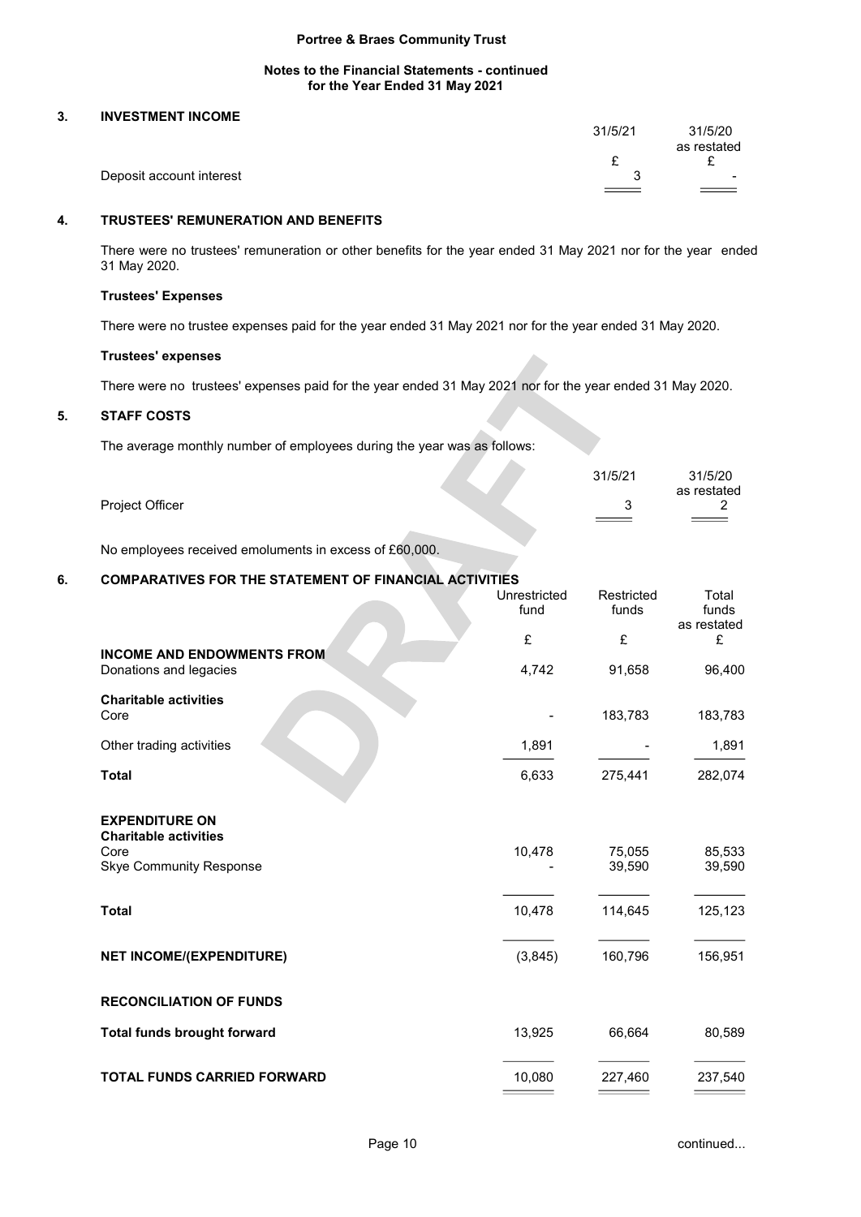## 3. INVESTMENT INCOME

| | 31/5/21 | 31/5/20 as restated |
|---|---|---|
| | £ | £ |
| Deposit account interest | 3 | - |

## 4. TRUSTEES' REMUNERATION AND BENEFITS

There were no trustees' remuneration or other benefits for the year ended 31 May 2021 nor for the year ended 31 May 2020.

**Trustees' Expenses**

There were no trustee expenses paid for the year ended 31 May 2021 nor for the year ended 31 May 2020.

**Trustees' expenses**

There were no trustees' expenses paid for the year ended 31 May 2021 nor for the year ended 31 May 2020.

## 5. STAFF COSTS

The average monthly number of employees during the year was as follows:

| | 31/5/21 | 31/5/20 as restated |
|---|---|---|
| Project Officer | 3 | 2 |

No employees received emoluments in excess of £60,000.

## 6. COMPARATIVES FOR THE STATEMENT OF FINANCIAL ACTIVITIES

| | Unrestricted fund | Restricted funds | Total funds as restated |
|---|---|---|---|
| | £ | £ | £ |
| **INCOME AND ENDOWMENTS FROM** | | | |
| Donations and legacies | 4,742 | 91,658 | 96,400 |
| **Charitable activities** | | | |
| Core | - | 183,783 | 183,783 |
| Other trading activities | 1,891 | - | 1,891 |
| **Total** | 6,633 | 275,441 | 282,074 |
| **EXPENDITURE ON** | | | |
| **Charitable activities** | | | |
| Core | 10,478 | 75,055 | 85,533 |
| Skye Community Response | - | 39,590 | 39,590 |
| **Total** | 10,478 | 114,645 | 125,123 |
| **NET INCOME/(EXPENDITURE)** | (3,845) | 160,796 | 156,951 |
| **RECONCILIATION OF FUNDS** | | | |
| **Total funds brought forward** | 13,925 | 66,664 | 80,589 |
| **TOTAL FUNDS CARRIED FORWARD** | 10,080 | 227,460 | 237,540 |

continued...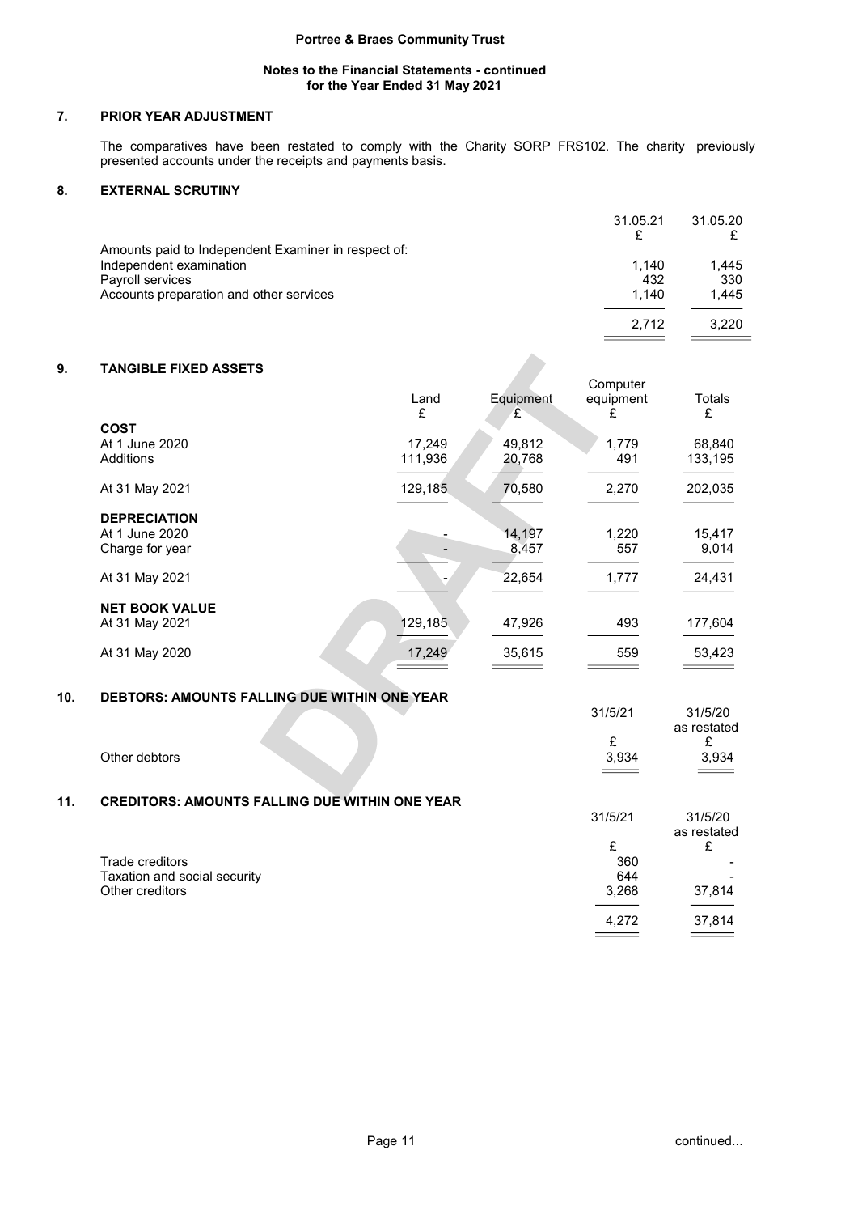**Portree & Braes Community Trust**

**Notes to the Financial Statements - continued**
**for the Year Ended 31 May 2021**

## 7. PRIOR YEAR ADJUSTMENT

The comparatives have been restated to comply with the Charity SORP FRS102. The charity previously presented accounts under the receipts and payments basis.

## 8. EXTERNAL SCRUTINY

| | 31.05.21 £ | 31.05.20 £ |
|---|---|---|
| Amounts paid to Independent Examiner in respect of: | | |
| Independent examination | 1,140 | 1,445 |
| Payroll services | 432 | 330 |
| Accounts preparation and other services | 1,140 | 1,445 |
| | 2,712 | 3,220 |

## 9. TANGIBLE FIXED ASSETS

| | Land £ | Equipment £ | Computer equipment £ | Totals £ |
|---|---|---|---|---|
| **COST** | | | | |
| At 1 June 2020 | 17,249 | 49,812 | 1,779 | 68,840 |
| Additions | 111,936 | 20,768 | 491 | 133,195 |
| At 31 May 2021 | 129,185 | 70,580 | 2,270 | 202,035 |
| **DEPRECIATION** | | | | |
| At 1 June 2020 | - | 14,197 | 1,220 | 15,417 |
| Charge for year | - | 8,457 | 557 | 9,014 |
| At 31 May 2021 | - | 22,654 | 1,777 | 24,431 |
| **NET BOOK VALUE** | | | | |
| At 31 May 2021 | 129,185 | 47,926 | 493 | 177,604 |
| At 31 May 2020 | 17,249 | 35,615 | 559 | 53,423 |

## 10. DEBTORS: AMOUNTS FALLING DUE WITHIN ONE YEAR

| | 31/5/21 £ | 31/5/20 as restated £ |
|---|---|---|
| Other debtors | 3,934 | 3,934 |

## 11. CREDITORS: AMOUNTS FALLING DUE WITHIN ONE YEAR

| | 31/5/21 £ | 31/5/20 as restated £ |
|---|---|---|
| Trade creditors | 360 | - |
| Taxation and social security | 644 | - |
| Other creditors | 3,268 | 37,814 |
| | 4,272 | 37,814 |

continued...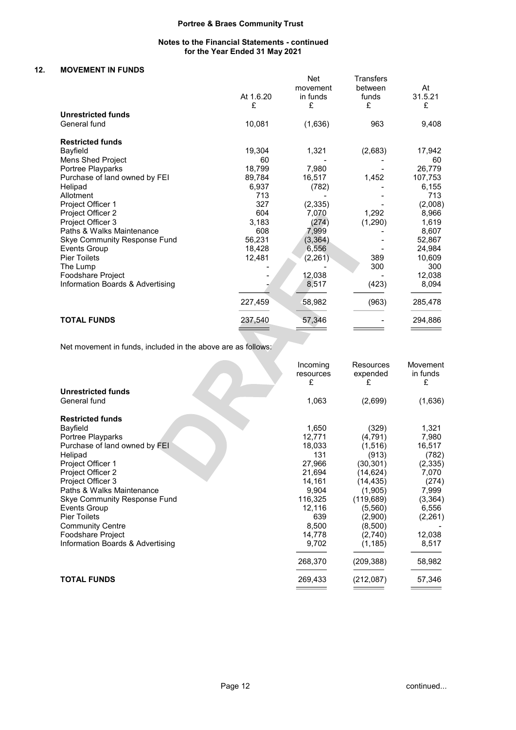## 12. MOVEMENT IN FUNDS

| | At 1.6.20 £ | Net movement in funds £ | Transfers between funds £ | At 31.5.21 £ |
|---|---|---|---|---|
| **Unrestricted funds** | | | | |
| General fund | 10,081 | (1,636) | 963 | 9,408 |
| | | | | |
| **Restricted funds** | | | | |
| Bayfield | 19,304 | 1,321 | (2,683) | 17,942 |
| Mens Shed Project | 60 | - | - | 60 |
| Portree Playparks | 18,799 | 7,980 | - | 26,779 |
| Purchase of land owned by FEI | 89,784 | 16,517 | 1,452 | 107,753 |
| Helipad | 6,937 | (782) | - | 6,155 |
| Allotment | 713 | - | - | 713 |
| Project Officer 1 | 327 | (2,335) | - | (2,008) |
| Project Officer 2 | 604 | 7,070 | 1,292 | 8,966 |
| Project Officer 3 | 3,183 | (274) | (1,290) | 1,619 |
| Paths & Walks Maintenance | 608 | 7,999 | - | 8,607 |
| Skye Community Response Fund | 56,231 | (3,364) | - | 52,867 |
| Events Group | 18,428 | 6,556 | - | 24,984 |
| Pier Toilets | 12,481 | (2,261) | 389 | 10,609 |
| The Lump | - | - | 300 | 300 |
| Foodshare Project | - | 12,038 | - | 12,038 |
| Information Boards & Advertising | - | 8,517 | (423) | 8,094 |
| | 227,459 | 58,982 | (963) | 285,478 |
| | | | | |
| **TOTAL FUNDS** | 237,540 | 57,346 | - | 294,886 |

Net movement in funds, included in the above are as follows:

| | Incoming resources £ | Resources expended £ | Movement in funds £ |
|---|---|---|---|
| **Unrestricted funds** | | | |
| General fund | 1,063 | (2,699) | (1,636) |
| | | | |
| **Restricted funds** | | | |
| Bayfield | 1,650 | (329) | 1,321 |
| Portree Playparks | 12,771 | (4,791) | 7,980 |
| Purchase of land owned by FEI | 18,033 | (1,516) | 16,517 |
| Helipad | 131 | (913) | (782) |
| Project Officer 1 | 27,966 | (30,301) | (2,335) |
| Project Officer 2 | 21,694 | (14,624) | 7,070 |
| Project Officer 3 | 14,161 | (14,435) | (274) |
| Paths & Walks Maintenance | 9,904 | (1,905) | 7,999 |
| Skye Community Response Fund | 116,325 | (119,689) | (3,364) |
| Events Group | 12,116 | (5,560) | 6,556 |
| Pier Toilets | 639 | (2,900) | (2,261) |
| Community Centre | 8,500 | (8,500) | - |
| Foodshare Project | 14,778 | (2,740) | 12,038 |
| Information Boards & Advertising | 9,702 | (1,185) | 8,517 |
| | 268,370 | (209,388) | 58,982 |
| | | | |
| **TOTAL FUNDS** | 269,433 | (212,087) | 57,346 |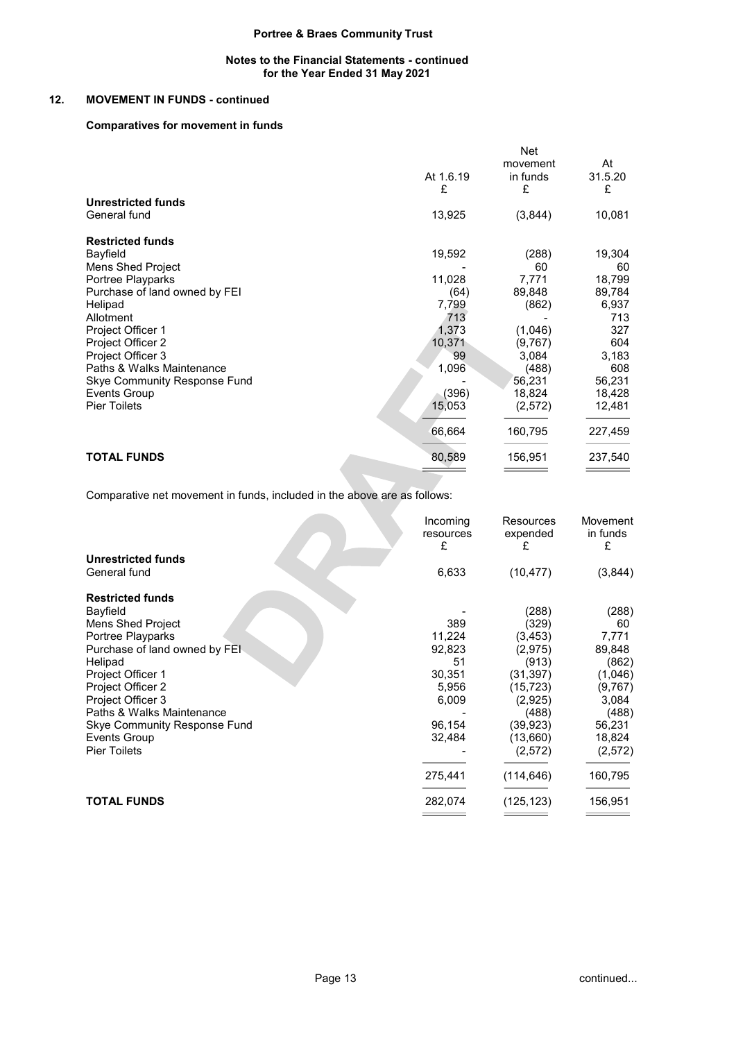Portree & Braes Community Trust

Notes to the Financial Statements - continued
for the Year Ended 31 May 2021

## 12. MOVEMENT IN FUNDS - continued

### Comparatives for movement in funds

| | At 1.6.19 £ | Net movement in funds £ | At 31.5.20 £ |
|---|---|---|---|
| **Unrestricted funds** | | | |
| General fund | 13,925 | (3,844) | 10,081 |
| **Restricted funds** | | | |
| Bayfield | 19,592 | (288) | 19,304 |
| Mens Shed Project | - | 60 | 60 |
| Portree Playparks | 11,028 | 7,771 | 18,799 |
| Purchase of land owned by FEI | (64) | 89,848 | 89,784 |
| Helipad | 7,799 | (862) | 6,937 |
| Allotment | 713 | - | 713 |
| Project Officer 1 | 1,373 | (1,046) | 327 |
| Project Officer 2 | 10,371 | (9,767) | 604 |
| Project Officer 3 | 99 | 3,084 | 3,183 |
| Paths & Walks Maintenance | 1,096 | (488) | 608 |
| Skye Community Response Fund | - | 56,231 | 56,231 |
| Events Group | (396) | 18,824 | 18,428 |
| Pier Toilets | 15,053 | (2,572) | 12,481 |
| | 66,664 | 160,795 | 227,459 |
| **TOTAL FUNDS** | 80,589 | 156,951 | 237,540 |

Comparative net movement in funds, included in the above are as follows:

| | Incoming resources £ | Resources expended £ | Movement in funds £ |
|---|---|---|---|
| **Unrestricted funds** | | | |
| General fund | 6,633 | (10,477) | (3,844) |
| **Restricted funds** | | | |
| Bayfield | - | (288) | (288) |
| Mens Shed Project | 389 | (329) | 60 |
| Portree Playparks | 11,224 | (3,453) | 7,771 |
| Purchase of land owned by FEI | 92,823 | (2,975) | 89,848 |
| Helipad | 51 | (913) | (862) |
| Project Officer 1 | 30,351 | (31,397) | (1,046) |
| Project Officer 2 | 5,956 | (15,723) | (9,767) |
| Project Officer 3 | 6,009 | (2,925) | 3,084 |
| Paths & Walks Maintenance | - | (488) | (488) |
| Skye Community Response Fund | 96,154 | (39,923) | 56,231 |
| Events Group | 32,484 | (13,660) | 18,824 |
| Pier Toilets | - | (2,572) | (2,572) |
| | 275,441 | (114,646) | 160,795 |
| **TOTAL FUNDS** | 282,074 | (125,123) | 156,951 |

continued...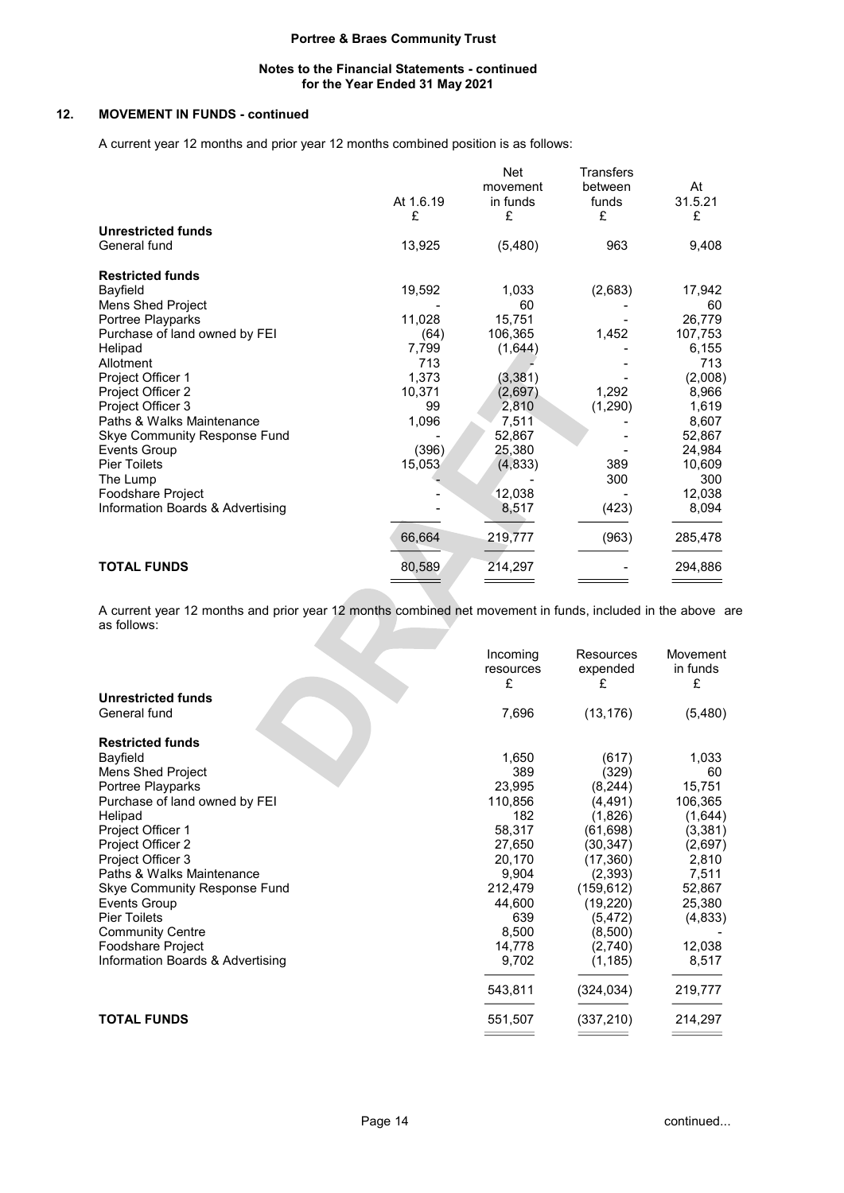**Portree & Braes Community Trust**

**Notes to the Financial Statements - continued**
**for the Year Ended 31 May 2021**

## 12. MOVEMENT IN FUNDS - continued

A current year 12 months and prior year 12 months combined position is as follows:

| | At 1.6.19<br>£ | Net movement in funds<br>£ | Transfers between funds<br>£ | At 31.5.21<br>£ |
|---|---|---|---|---|
| **Unrestricted funds** | | | | |
| General fund | 13,925 | (5,480) | 963 | 9,408 |
| **Restricted funds** | | | | |
| Bayfield | 19,592 | 1,033 | (2,683) | 17,942 |
| Mens Shed Project | - | 60 | - | 60 |
| Portree Playparks | 11,028 | 15,751 | - | 26,779 |
| Purchase of land owned by FEI | (64) | 106,365 | 1,452 | 107,753 |
| Helipad | 7,799 | (1,644) | - | 6,155 |
| Allotment | 713 | - | - | 713 |
| Project Officer 1 | 1,373 | (3,381) | - | (2,008) |
| Project Officer 2 | 10,371 | (2,697) | 1,292 | 8,966 |
| Project Officer 3 | 99 | 2,810 | (1,290) | 1,619 |
| Paths & Walks Maintenance | 1,096 | 7,511 | - | 8,607 |
| Skye Community Response Fund | - | 52,867 | - | 52,867 |
| Events Group | (396) | 25,380 | - | 24,984 |
| Pier Toilets | 15,053 | (4,833) | 389 | 10,609 |
| The Lump | - | - | 300 | 300 |
| Foodshare Project | - | 12,038 | - | 12,038 |
| Information Boards & Advertising | - | 8,517 | (423) | 8,094 |
| | 66,664 | 219,777 | (963) | 285,478 |
| **TOTAL FUNDS** | 80,589 | 214,297 | - | 294,886 |

A current year 12 months and prior year 12 months combined net movement in funds, included in the above are as follows:

| | Incoming resources<br>£ | Resources expended<br>£ | Movement in funds<br>£ |
|---|---|---|---|
| **Unrestricted funds** | | | |
| General fund | 7,696 | (13,176) | (5,480) |
| **Restricted funds** | | | |
| Bayfield | 1,650 | (617) | 1,033 |
| Mens Shed Project | 389 | (329) | 60 |
| Portree Playparks | 23,995 | (8,244) | 15,751 |
| Purchase of land owned by FEI | 110,856 | (4,491) | 106,365 |
| Helipad | 182 | (1,826) | (1,644) |
| Project Officer 1 | 58,317 | (61,698) | (3,381) |
| Project Officer 2 | 27,650 | (30,347) | (2,697) |
| Project Officer 3 | 20,170 | (17,360) | 2,810 |
| Paths & Walks Maintenance | 9,904 | (2,393) | 7,511 |
| Skye Community Response Fund | 212,479 | (159,612) | 52,867 |
| Events Group | 44,600 | (19,220) | 25,380 |
| Pier Toilets | 639 | (5,472) | (4,833) |
| Community Centre | 8,500 | (8,500) | - |
| Foodshare Project | 14,778 | (2,740) | 12,038 |
| Information Boards & Advertising | 9,702 | (1,185) | 8,517 |
| | 543,811 | (324,034) | 219,777 |
| **TOTAL FUNDS** | 551,507 | (337,210) | 214,297 |

continued...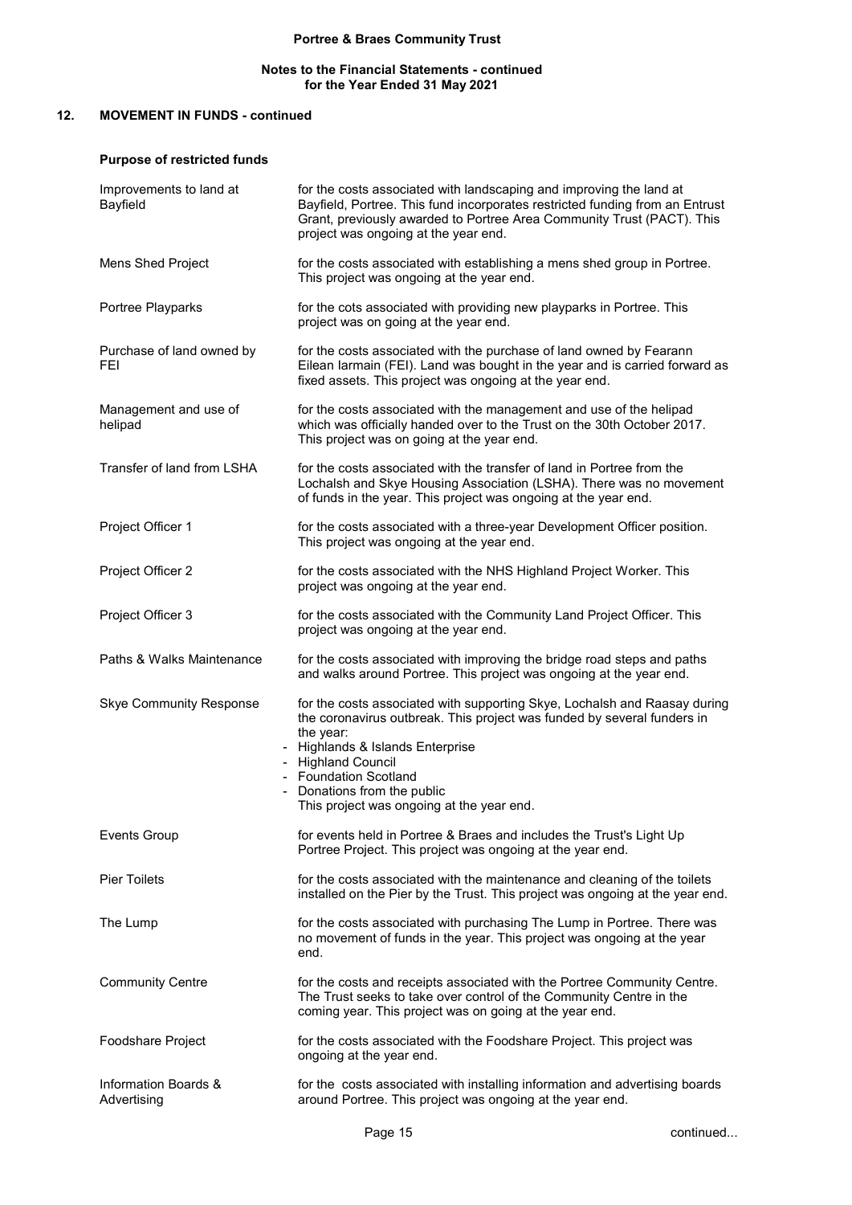## 12. MOVEMENT IN FUNDS - continued

### Purpose of restricted funds

| Fund | Purpose |
|---|---|
| Improvements to land at Bayfield | for the costs associated with landscaping and improving the land at Bayfield, Portree. This fund incorporates restricted funding from an Entrust Grant, previously awarded to Portree Area Community Trust (PACT). This project was ongoing at the year end. |
| Mens Shed Project | for the costs associated with establishing a mens shed group in Portree. This project was ongoing at the year end. |
| Portree Playparks | for the cots associated with providing new playparks in Portree. This project was on going at the year end. |
| Purchase of land owned by FEI | for the costs associated with the purchase of land owned by Fearann Eilean Iarmain (FEI). Land was bought in the year and is carried forward as fixed assets. This project was ongoing at the year end. |
| Management and use of helipad | for the costs associated with the management and use of the helipad which was officially handed over to the Trust on the 30th October 2017. This project was on going at the year end. |
| Transfer of land from LSHA | for the costs associated with the transfer of land in Portree from the Lochalsh and Skye Housing Association (LSHA). There was no movement of funds in the year. This project was ongoing at the year end. |
| Project Officer 1 | for the costs associated with a three-year Development Officer position. This project was ongoing at the year end. |
| Project Officer 2 | for the costs associated with the NHS Highland Project Worker. This project was ongoing at the year end. |
| Project Officer 3 | for the costs associated with the Community Land Project Officer. This project was ongoing at the year end. |
| Paths & Walks Maintenance | for the costs associated with improving the bridge road steps and paths and walks around Portree. This project was ongoing at the year end. |
| Skye Community Response | for the costs associated with supporting Skye, Lochalsh and Raasay during the coronavirus outbreak. This project was funded by several funders in the year: - Highlands & Islands Enterprise - Highland Council - Foundation Scotland - Donations from the public. This project was ongoing at the year end. |
| Events Group | for events held in Portree & Braes and includes the Trust's Light Up Portree Project. This project was ongoing at the year end. |
| Pier Toilets | for the costs associated with the maintenance and cleaning of the toilets installed on the Pier by the Trust. This project was ongoing at the year end. |
| The Lump | for the costs associated with purchasing The Lump in Portree. There was no movement of funds in the year. This project was ongoing at the year end. |
| Community Centre | for the costs and receipts associated with the Portree Community Centre. The Trust seeks to take over control of the Community Centre in the coming year. This project was on going at the year end. |
| Foodshare Project | for the costs associated with the Foodshare Project. This project was ongoing at the year end. |
| Information Boards & Advertising | for the costs associated with installing information and advertising boards around Portree. This project was ongoing at the year end. |

continued...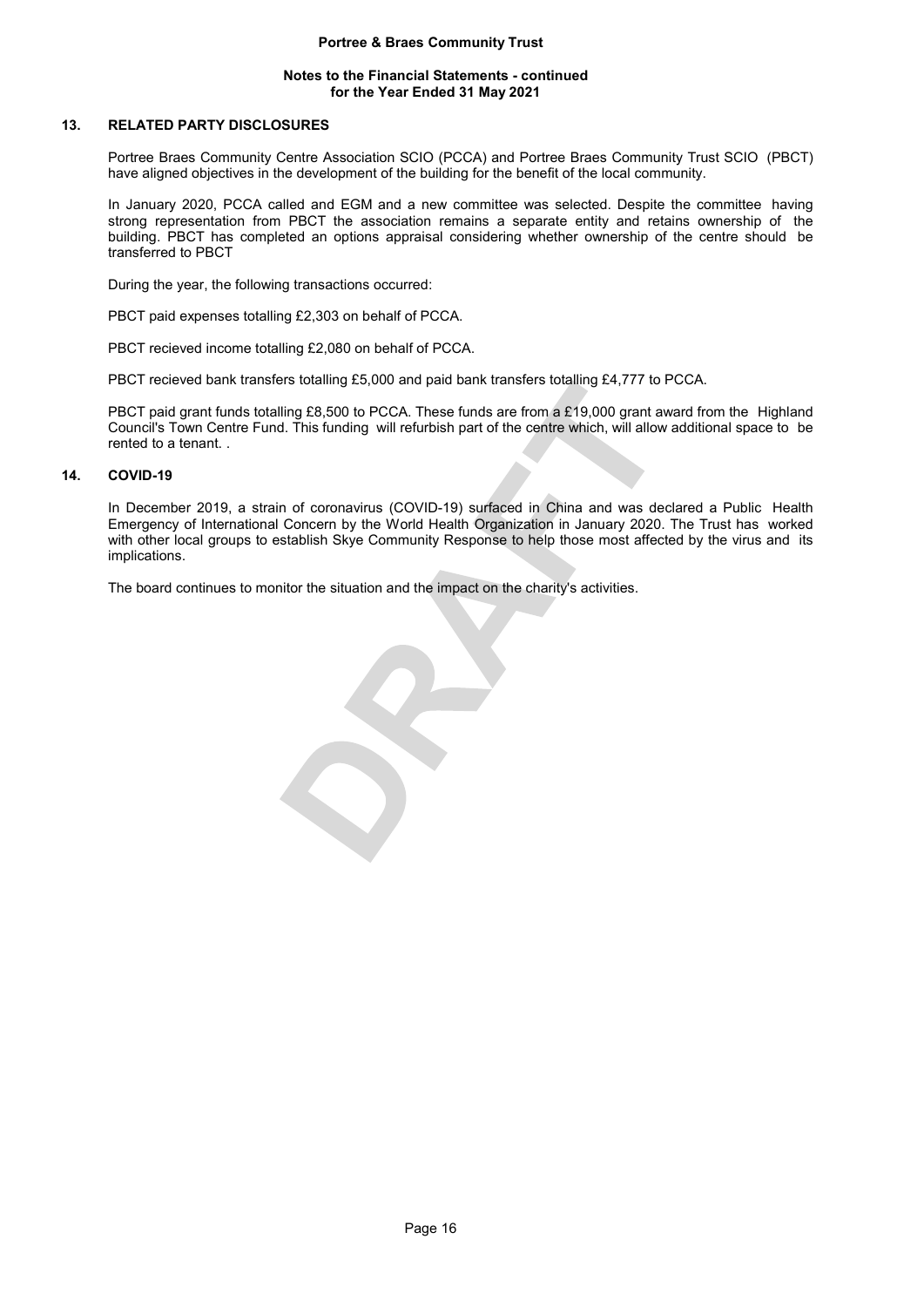## 13. RELATED PARTY DISCLOSURES

Portree Braes Community Centre Association SCIO (PCCA) and Portree Braes Community Trust SCIO (PBCT) have aligned objectives in the development of the building for the benefit of the local community.

In January 2020, PCCA called and EGM and a new committee was selected. Despite the committee having strong representation from PBCT the association remains a separate entity and retains ownership of the building. PBCT has completed an options appraisal considering whether ownership of the centre should be transferred to PBCT

During the year, the following transactions occurred:

PBCT paid expenses totalling £2,303 on behalf of PCCA.

PBCT recieved income totalling £2,080 on behalf of PCCA.

PBCT recieved bank transfers totalling £5,000 and paid bank transfers totalling £4,777 to PCCA.

PBCT paid grant funds totalling £8,500 to PCCA. These funds are from a £19,000 grant award from the Highland Council's Town Centre Fund. This funding will refurbish part of the centre which, will allow additional space to be rented to a tenant. .

## 14. COVID-19

In December 2019, a strain of coronavirus (COVID-19) surfaced in China and was declared a Public Health Emergency of International Concern by the World Health Organization in January 2020. The Trust has worked with other local groups to establish Skye Community Response to help those most affected by the virus and its implications.

The board continues to monitor the situation and the impact on the charity's activities.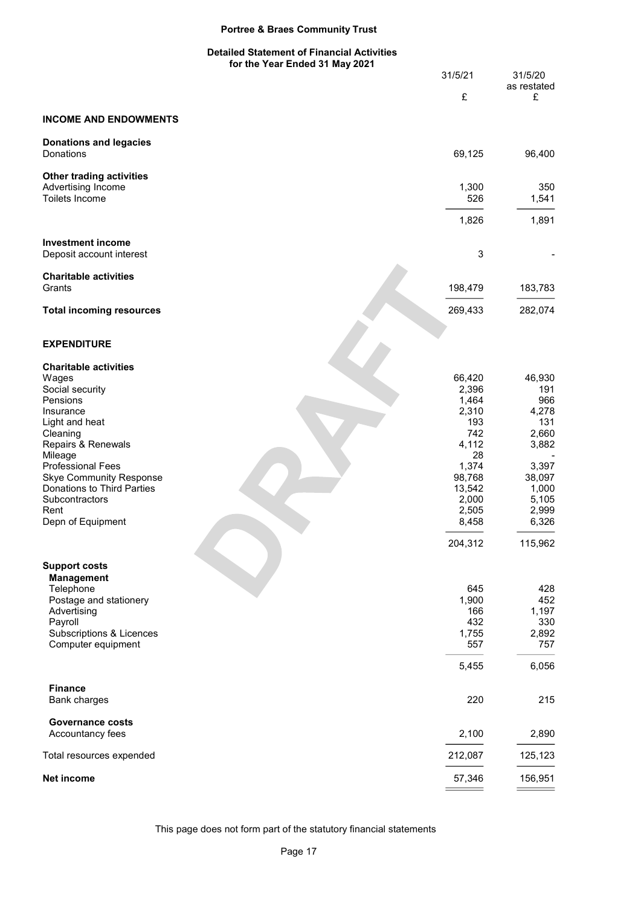**Portree & Braes Community Trust**

**Detailed Statement of Financial Activities**
**for the Year Ended 31 May 2021**

| | 31/5/21 | 31/5/20 as restated |
|---|---|---|
| | £ | £ |
| **INCOME AND ENDOWMENTS** | | |
| **Donations and legacies** | | |
| Donations | 69,125 | 96,400 |
| **Other trading activities** | | |
| Advertising Income | 1,300 | 350 |
| Toilets Income | 526 | 1,541 |
| | 1,826 | 1,891 |
| **Investment income** | | |
| Deposit account interest | 3 | - |
| **Charitable activities** | | |
| Grants | 198,479 | 183,783 |
| **Total incoming resources** | 269,433 | 282,074 |
| **EXPENDITURE** | | |
| **Charitable activities** | | |
| Wages | 66,420 | 46,930 |
| Social security | 2,396 | 191 |
| Pensions | 1,464 | 966 |
| Insurance | 2,310 | 4,278 |
| Light and heat | 193 | 131 |
| Cleaning | 742 | 2,660 |
| Repairs & Renewals | 4,112 | 3,882 |
| Mileage | 28 | - |
| Professional Fees | 1,374 | 3,397 |
| Skye Community Response | 98,768 | 38,097 |
| Donations to Third Parties | 13,542 | 1,000 |
| Subcontractors | 2,000 | 5,105 |
| Rent | 2,505 | 2,999 |
| Depn of Equipment | 8,458 | 6,326 |
| | 204,312 | 115,962 |
| **Support costs** | | |
| **Management** | | |
| Telephone | 645 | 428 |
| Postage and stationery | 1,900 | 452 |
| Advertising | 166 | 1,197 |
| Payroll | 432 | 330 |
| Subscriptions & Licences | 1,755 | 2,892 |
| Computer equipment | 557 | 757 |
| | 5,455 | 6,056 |
| **Finance** | | |
| Bank charges | 220 | 215 |
| **Governance costs** | | |
| Accountancy fees | 2,100 | 2,890 |
| Total resources expended | 212,087 | 125,123 |
| **Net income** | 57,346 | 156,951 |

This page does not form part of the statutory financial statements